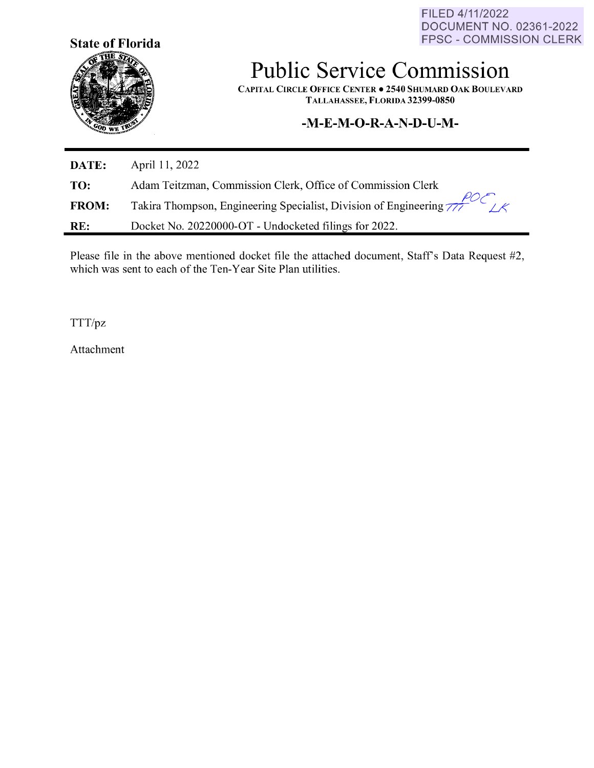FILED 4/11/2022
DOCUMENT NO. 02361-2022
FPSC - COMMISSION CLERK

**State of Florida**

# Public Service Commission

**CAPITAL CIRCLE OFFICE CENTER ● 2540 SHUMARD OAK BOULEVARD**
**TALLAHASSEE, FLORIDA 32399-0850**

## -M-E-M-O-R-A-N-D-U-M-

| | |
|---|---|
| **DATE:** | April 11, 2022 |
| **TO:** | Adam Teitzman, Commission Clerk, Office of Commission Clerk |
| **FROM:** | Takira Thompson, Engineering Specialist, Division of Engineering TTT POC LK |
| **RE:** | Docket No. 20220000-OT - Undocketed filings for 2022. |

Please file in the above mentioned docket file the attached document, Staff's Data Request #2, which was sent to each of the Ten-Year Site Plan utilities.

TTT/pz

Attachment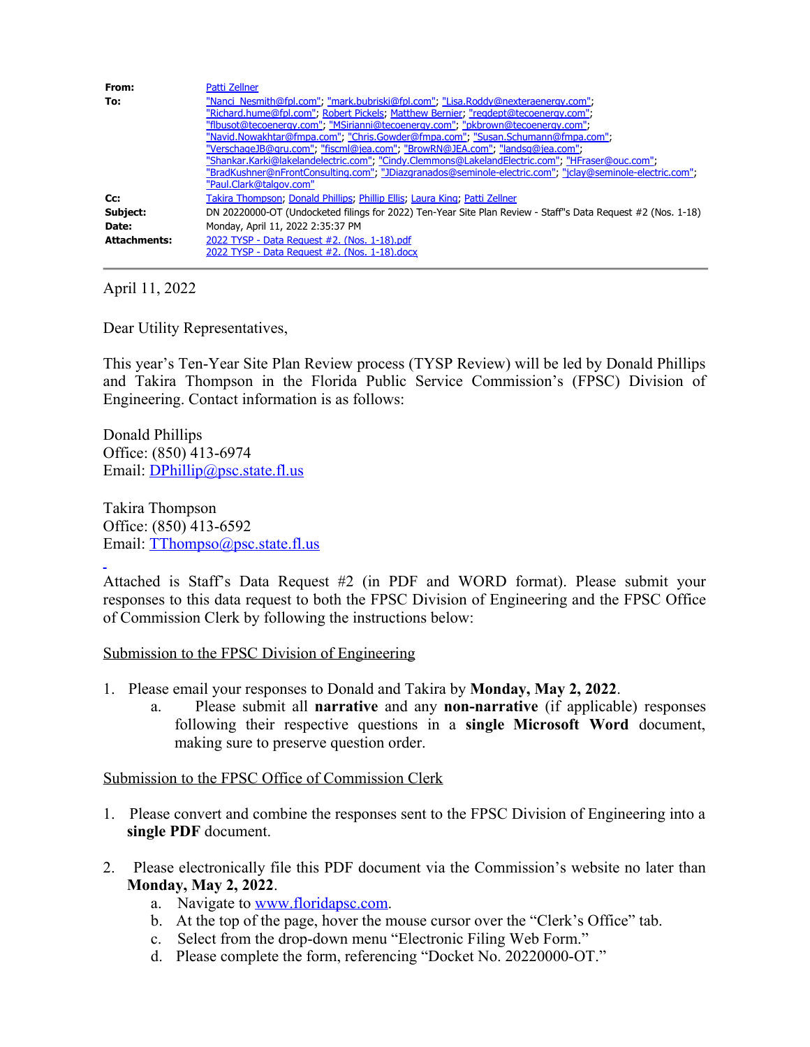| | |
|---|---|
| **From:** | Patti Zellner |
| **To:** | "Nanci_Nesmith@fpl.com"; "mark.bubriski@fpl.com"; "Lisa.Roddy@nexteraenergy.com"; "Richard.hume@fpl.com"; Robert Pickels; Matthew Bernier; "regdept@tecoenergy.com"; "flbusot@tecoenergy.com"; "MSirianni@tecoenergy.com"; "pkbrown@tecoenergy.com"; "Navid.Nowakhtar@fmpa.com"; "Chris.Gowder@fmpa.com"; "Susan.Schumann@fmpa.com"; "VerschageJB@gru.com"; "fiscml@jea.com"; "BrowRN@JEA.com"; "landsg@jea.com"; "Shankar.Karki@lakelandelectric.com"; "Cindy.Clemmons@LakelandElectric.com"; "HFraser@ouc.com"; "BradKushner@nFrontConsulting.com"; "JDiazgranados@seminole-electric.com"; "jclay@seminole-electric.com"; "Paul.Clark@talgov.com" |
| **Cc:** | Takira Thompson; Donald Phillips; Phillip Ellis; Laura King; Patti Zellner |
| **Subject:** | DN 20220000-OT (Undocketed filings for 2022) Ten-Year Site Plan Review - Staff"s Data Request #2 (Nos. 1-18) |
| **Date:** | Monday, April 11, 2022 2:35:37 PM |
| **Attachments:** | 2022 TYSP - Data Request #2. (Nos. 1-18).pdf<br>2022 TYSP - Data Request #2. (Nos. 1-18).docx |

April 11, 2022

Dear Utility Representatives,

This year's Ten-Year Site Plan Review process (TYSP Review) will be led by Donald Phillips and Takira Thompson in the Florida Public Service Commission's (FPSC) Division of Engineering. Contact information is as follows:

Donald Phillips
Office: (850) 413-6974
Email: DPhillip@psc.state.fl.us

Takira Thompson
Office: (850) 413-6592
Email: TThompso@psc.state.fl.us

Attached is Staff's Data Request #2 (in PDF and WORD format). Please submit your responses to this data request to both the FPSC Division of Engineering and the FPSC Office of Commission Clerk by following the instructions below:

Submission to the FPSC Division of Engineering

1. Please email your responses to Donald and Takira by **Monday, May 2, 2022**.
   a. Please submit all **narrative** and any **non-narrative** (if applicable) responses following their respective questions in a **single Microsoft Word** document, making sure to preserve question order.

Submission to the FPSC Office of Commission Clerk

1. Please convert and combine the responses sent to the FPSC Division of Engineering into a **single PDF** document.

2. Please electronically file this PDF document via the Commission's website no later than **Monday, May 2, 2022**.
   a. Navigate to www.floridapsc.com.
   b. At the top of the page, hover the mouse cursor over the "Clerk's Office" tab.
   c. Select from the drop-down menu "Electronic Filing Web Form."
   d. Please complete the form, referencing "Docket No. 20220000-OT."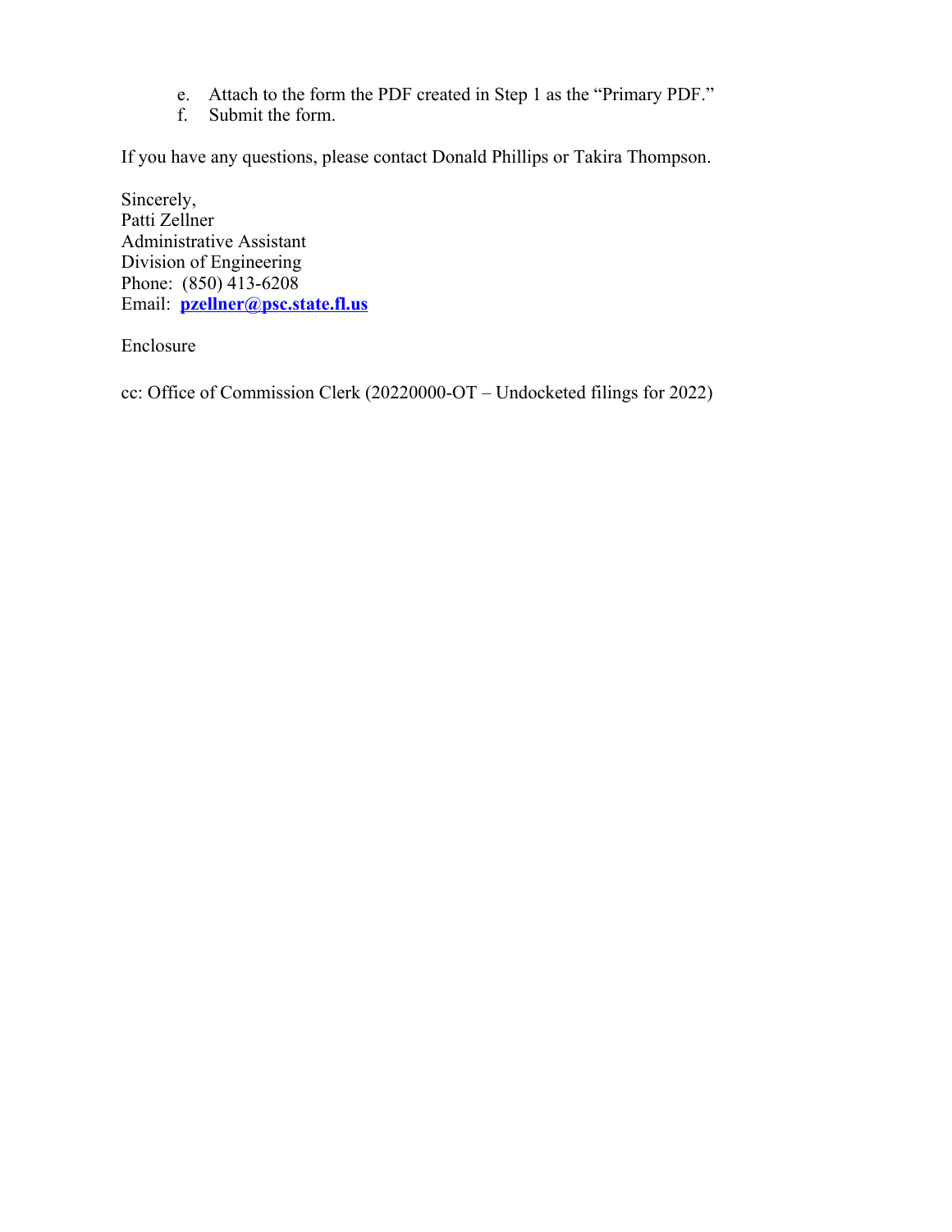e. Attach to the form the PDF created in Step 1 as the "Primary PDF."
f. Submit the form.

If you have any questions, please contact Donald Phillips or Takira Thompson.

Sincerely,
Patti Zellner
Administrative Assistant
Division of Engineering
Phone: (850) 413-6208
Email: **pzellner@psc.state.fl.us**

Enclosure

cc: Office of Commission Clerk (20220000-OT – Undocketed filings for 2022)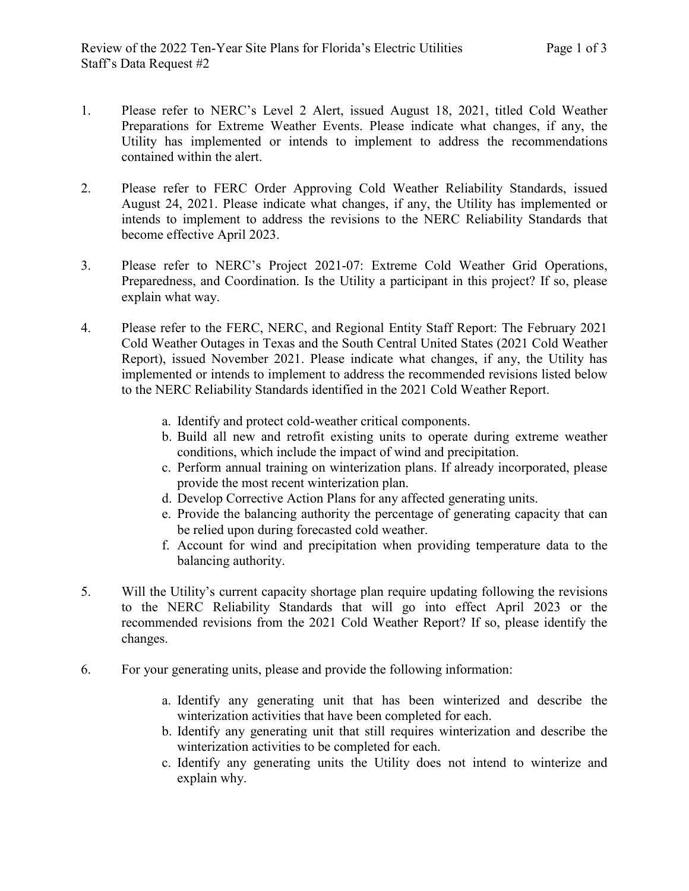1. Please refer to NERC's Level 2 Alert, issued August 18, 2021, titled Cold Weather Preparations for Extreme Weather Events. Please indicate what changes, if any, the Utility has implemented or intends to implement to address the recommendations contained within the alert.

2. Please refer to FERC Order Approving Cold Weather Reliability Standards, issued August 24, 2021. Please indicate what changes, if any, the Utility has implemented or intends to implement to address the revisions to the NERC Reliability Standards that become effective April 2023.

3. Please refer to NERC's Project 2021-07: Extreme Cold Weather Grid Operations, Preparedness, and Coordination. Is the Utility a participant in this project? If so, please explain what way.

4. Please refer to the FERC, NERC, and Regional Entity Staff Report: The February 2021 Cold Weather Outages in Texas and the South Central United States (2021 Cold Weather Report), issued November 2021. Please indicate what changes, if any, the Utility has implemented or intends to implement to address the recommended revisions listed below to the NERC Reliability Standards identified in the 2021 Cold Weather Report.

    a. Identify and protect cold-weather critical components.
    b. Build all new and retrofit existing units to operate during extreme weather conditions, which include the impact of wind and precipitation.
    c. Perform annual training on winterization plans. If already incorporated, please provide the most recent winterization plan.
    d. Develop Corrective Action Plans for any affected generating units.
    e. Provide the balancing authority the percentage of generating capacity that can be relied upon during forecasted cold weather.
    f. Account for wind and precipitation when providing temperature data to the balancing authority.

5. Will the Utility's current capacity shortage plan require updating following the revisions to the NERC Reliability Standards that will go into effect April 2023 or the recommended revisions from the 2021 Cold Weather Report? If so, please identify the changes.

6. For your generating units, please and provide the following information:

    a. Identify any generating unit that has been winterized and describe the winterization activities that have been completed for each.
    b. Identify any generating unit that still requires winterization and describe the winterization activities to be completed for each.
    c. Identify any generating units the Utility does not intend to winterize and explain why.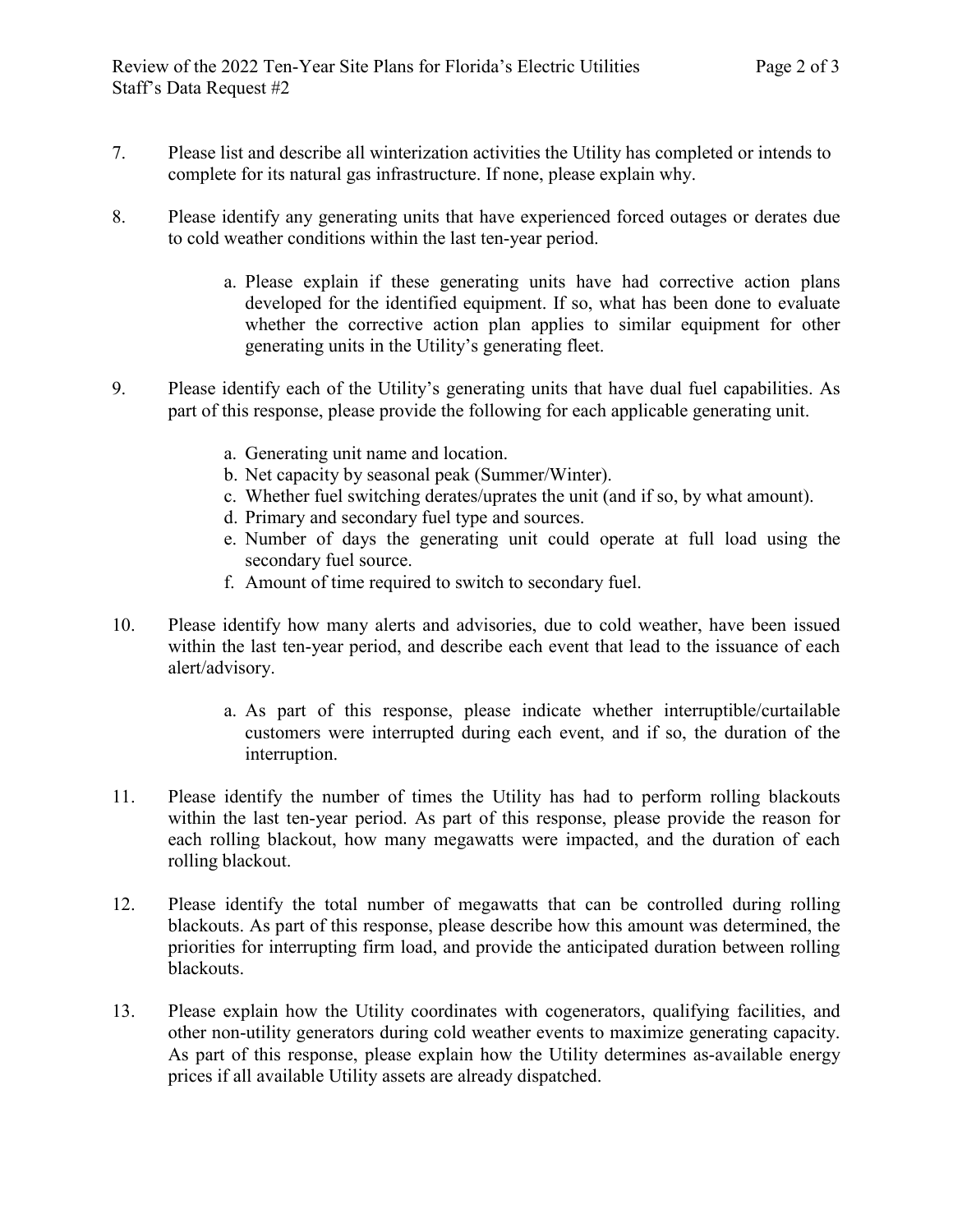7. Please list and describe all winterization activities the Utility has completed or intends to complete for its natural gas infrastructure. If none, please explain why.

8. Please identify any generating units that have experienced forced outages or derates due to cold weather conditions within the last ten-year period.

    a. Please explain if these generating units have had corrective action plans developed for the identified equipment. If so, what has been done to evaluate whether the corrective action plan applies to similar equipment for other generating units in the Utility's generating fleet.

9. Please identify each of the Utility's generating units that have dual fuel capabilities. As part of this response, please provide the following for each applicable generating unit.

    a. Generating unit name and location.
    b. Net capacity by seasonal peak (Summer/Winter).
    c. Whether fuel switching derates/uprates the unit (and if so, by what amount).
    d. Primary and secondary fuel type and sources.
    e. Number of days the generating unit could operate at full load using the secondary fuel source.
    f. Amount of time required to switch to secondary fuel.

10. Please identify how many alerts and advisories, due to cold weather, have been issued within the last ten-year period, and describe each event that lead to the issuance of each alert/advisory.

    a. As part of this response, please indicate whether interruptible/curtailable customers were interrupted during each event, and if so, the duration of the interruption.

11. Please identify the number of times the Utility has had to perform rolling blackouts within the last ten-year period. As part of this response, please provide the reason for each rolling blackout, how many megawatts were impacted, and the duration of each rolling blackout.

12. Please identify the total number of megawatts that can be controlled during rolling blackouts. As part of this response, please describe how this amount was determined, the priorities for interrupting firm load, and provide the anticipated duration between rolling blackouts.

13. Please explain how the Utility coordinates with cogenerators, qualifying facilities, and other non-utility generators during cold weather events to maximize generating capacity. As part of this response, please explain how the Utility determines as-available energy prices if all available Utility assets are already dispatched.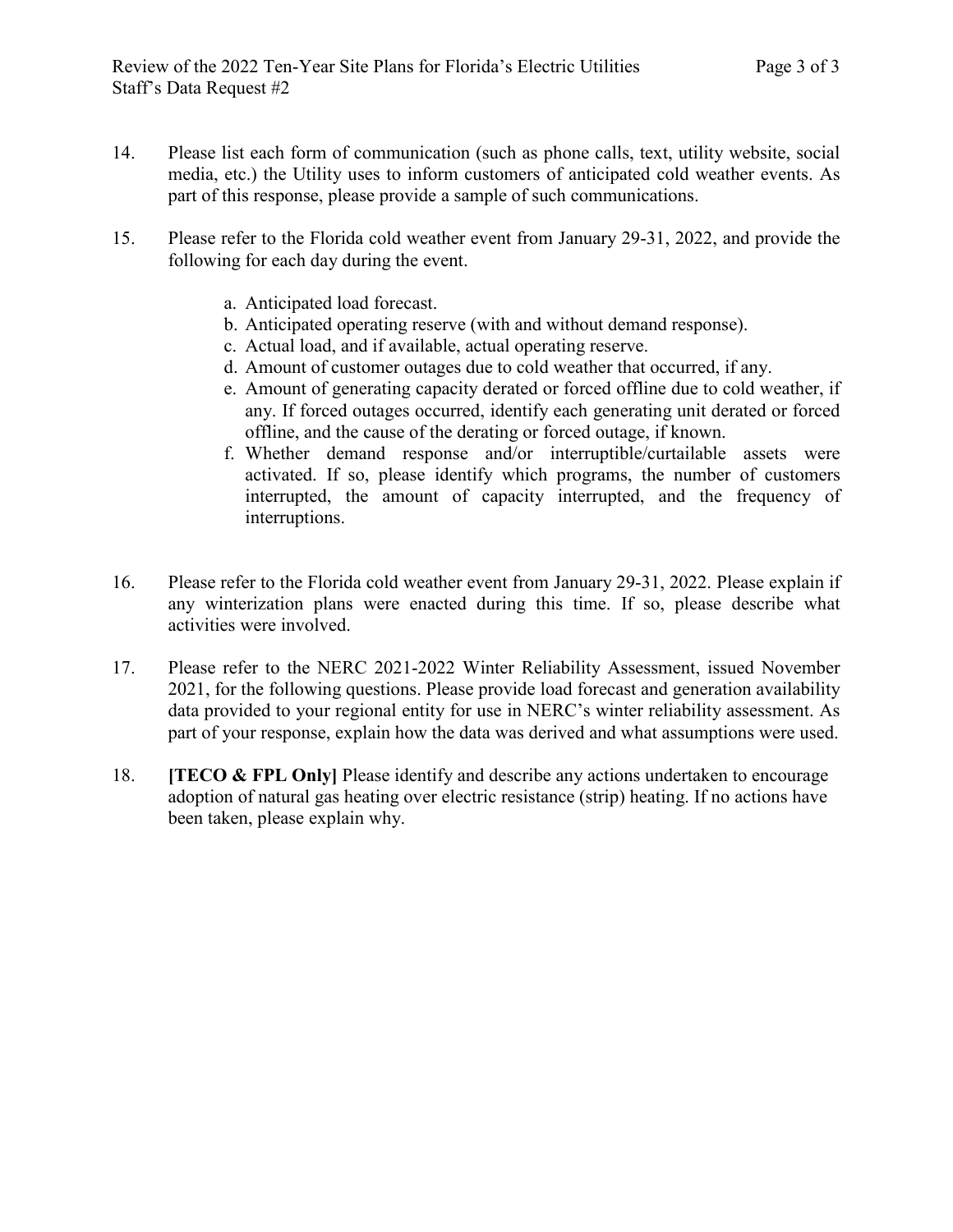14. Please list each form of communication (such as phone calls, text, utility website, social media, etc.) the Utility uses to inform customers of anticipated cold weather events. As part of this response, please provide a sample of such communications.

15. Please refer to the Florida cold weather event from January 29-31, 2022, and provide the following for each day during the event.

    a. Anticipated load forecast.
    b. Anticipated operating reserve (with and without demand response).
    c. Actual load, and if available, actual operating reserve.
    d. Amount of customer outages due to cold weather that occurred, if any.
    e. Amount of generating capacity derated or forced offline due to cold weather, if any. If forced outages occurred, identify each generating unit derated or forced offline, and the cause of the derating or forced outage, if known.
    f. Whether demand response and/or interruptible/curtailable assets were activated. If so, please identify which programs, the number of customers interrupted, the amount of capacity interrupted, and the frequency of interruptions.

16. Please refer to the Florida cold weather event from January 29-31, 2022. Please explain if any winterization plans were enacted during this time. If so, please describe what activities were involved.

17. Please refer to the NERC 2021-2022 Winter Reliability Assessment, issued November 2021, for the following questions. Please provide load forecast and generation availability data provided to your regional entity for use in NERC's winter reliability assessment. As part of your response, explain how the data was derived and what assumptions were used.

18. **[TECO & FPL Only]** Please identify and describe any actions undertaken to encourage adoption of natural gas heating over electric resistance (strip) heating. If no actions have been taken, please explain why.